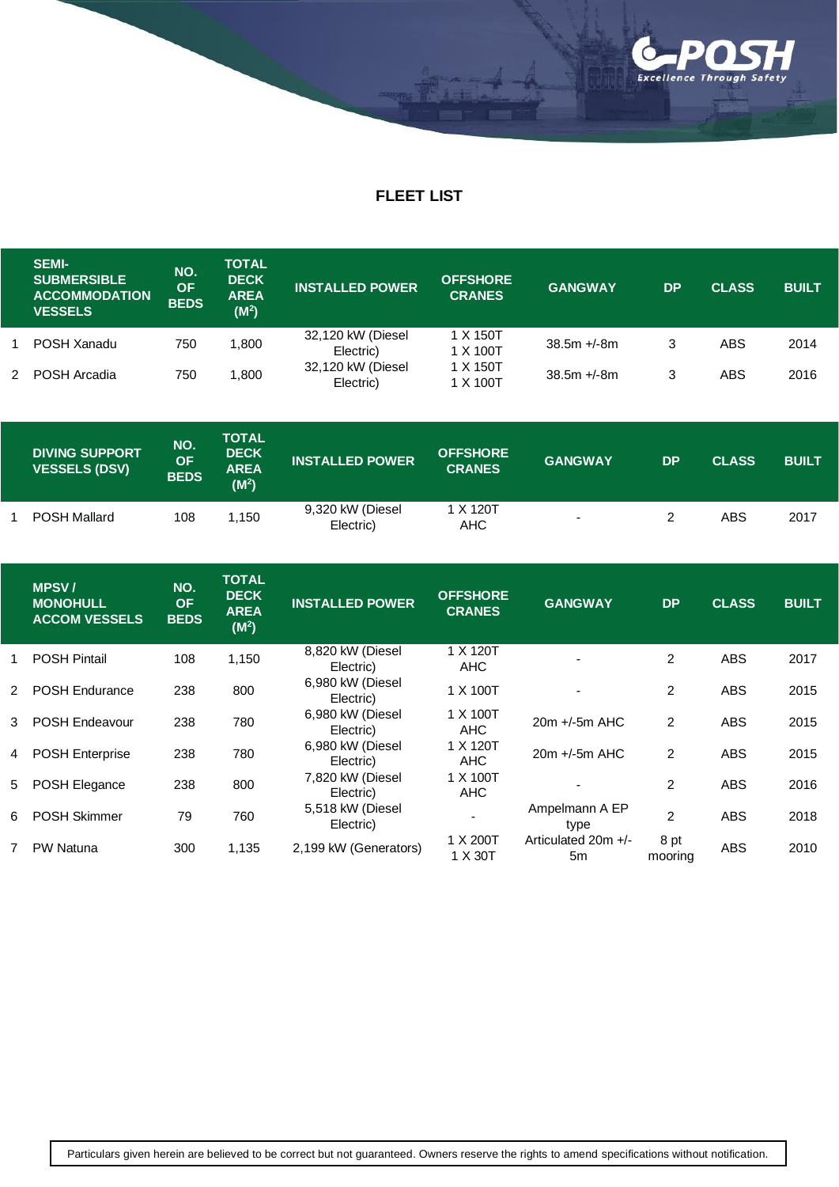## FLEET LIST

| | SEMI-SUBMERSIBLE ACCOMMODATION VESSELS | NO. OF BEDS | TOTAL DECK AREA ($M^2$) | INSTALLED POWER | OFFSHORE CRANES | GANGWAY | DP | CLASS | BUILT |
|---|---|---|---|---|---|---|---|---|---|
| 1 | POSH Xanadu | 750 | 1,800 | 32,120 kW (Diesel Electric) | 1 X 150T 1 X 100T | 38.5m +/-8m | 3 | ABS | 2014 |
| 2 | POSH Arcadia | 750 | 1,800 | 32,120 kW (Diesel Electric) | 1 X 150T 1 X 100T | 38.5m +/-8m | 3 | ABS | 2016 |

| | DIVING SUPPORT VESSELS (DSV) | NO. OF BEDS | TOTAL DECK AREA ($M^2$) | INSTALLED POWER | OFFSHORE CRANES | GANGWAY | DP | CLASS | BUILT |
|---|---|---|---|---|---|---|---|---|---|
| 1 | POSH Mallard | 108 | 1,150 | 9,320 kW (Diesel Electric) | 1 X 120T AHC | - | 2 | ABS | 2017 |

| | MPSV / MONOHULL ACCOM VESSELS | NO. OF BEDS | TOTAL DECK AREA ($M^2$) | INSTALLED POWER | OFFSHORE CRANES | GANGWAY | DP | CLASS | BUILT |
|---|---|---|---|---|---|---|---|---|---|
| 1 | POSH Pintail | 108 | 1,150 | 8,820 kW (Diesel Electric) | 1 X 120T AHC | - | 2 | ABS | 2017 |
| 2 | POSH Endurance | 238 | 800 | 6,980 kW (Diesel Electric) | 1 X 100T | - | 2 | ABS | 2015 |
| 3 | POSH Endeavour | 238 | 780 | 6,980 kW (Diesel Electric) | 1 X 100T AHC | 20m +/-5m AHC | 2 | ABS | 2015 |
| 4 | POSH Enterprise | 238 | 780 | 6,980 kW (Diesel Electric) | 1 X 120T AHC | 20m +/-5m AHC | 2 | ABS | 2015 |
| 5 | POSH Elegance | 238 | 800 | 7,820 kW (Diesel Electric) | 1 X 100T AHC | - | 2 | ABS | 2016 |
| 6 | POSH Skimmer | 79 | 760 | 5,518 kW (Diesel Electric) | - | Ampelmann A EP type | 2 | ABS | 2018 |
| 7 | PW Natuna | 300 | 1,135 | 2,199 kW (Generators) | 1 X 200T 1 X 30T | Articulated 20m +/- 5m | 8 pt mooring | ABS | 2010 |

Particulars given herein are believed to be correct but not guaranteed. Owners reserve the rights to amend specifications without notification.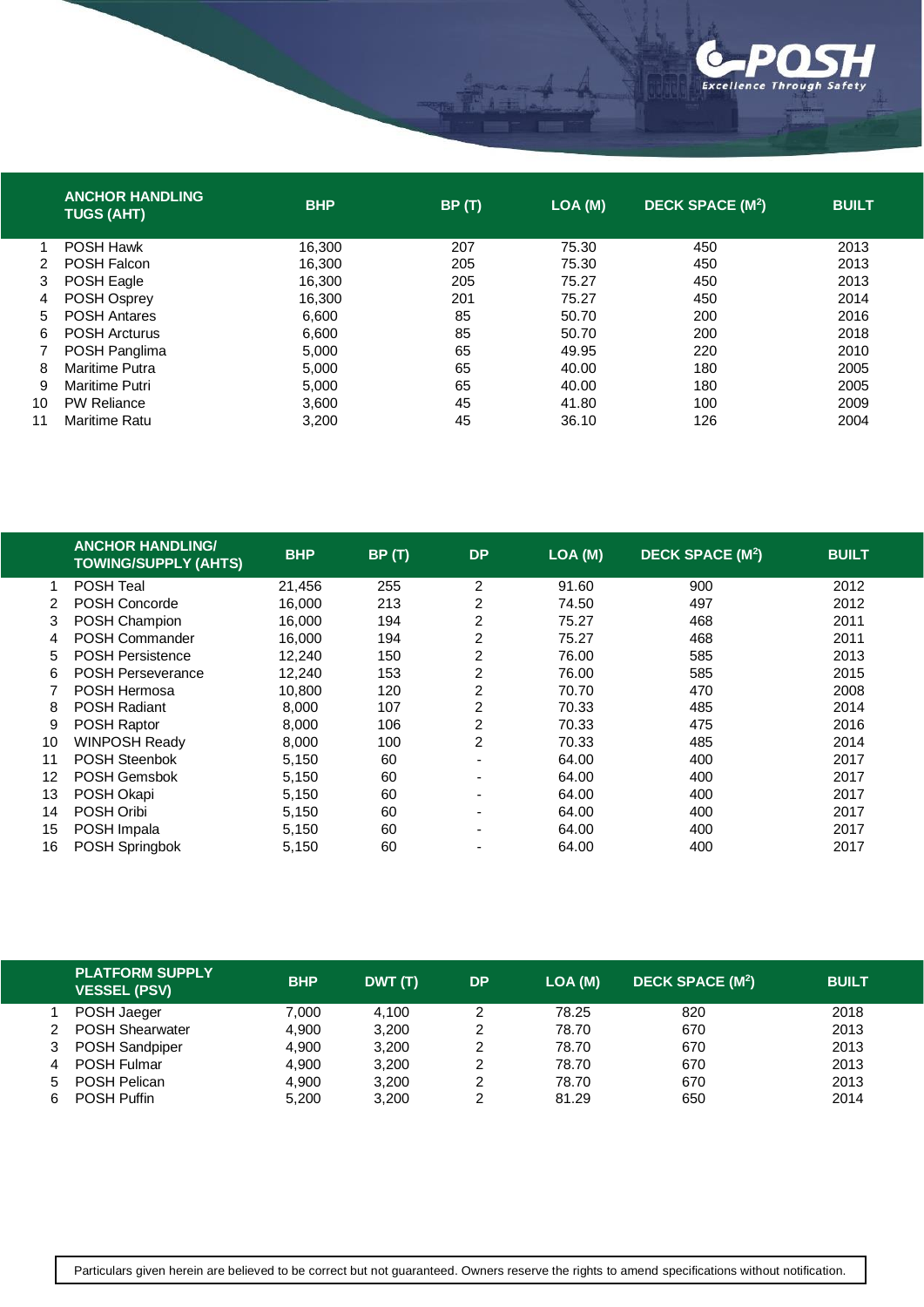| | ANCHOR HANDLING TUGS (AHT) | BHP | BP (T) | LOA (M) | DECK SPACE ($M^2$) | BUILT |
|---|---|---|---|---|---|---|
| 1 | POSH Hawk | 16,300 | 207 | 75.30 | 450 | 2013 |
| 2 | POSH Falcon | 16,300 | 205 | 75.30 | 450 | 2013 |
| 3 | POSH Eagle | 16,300 | 205 | 75.27 | 450 | 2013 |
| 4 | POSH Osprey | 16,300 | 201 | 75.27 | 450 | 2014 |
| 5 | POSH Antares | 6,600 | 85 | 50.70 | 200 | 2016 |
| 6 | POSH Arcturus | 6,600 | 85 | 50.70 | 200 | 2018 |
| 7 | POSH Panglima | 5,000 | 65 | 49.95 | 220 | 2010 |
| 8 | Maritime Putra | 5,000 | 65 | 40.00 | 180 | 2005 |
| 9 | Maritime Putri | 5,000 | 65 | 40.00 | 180 | 2005 |
| 10 | PW Reliance | 3,600 | 45 | 41.80 | 100 | 2009 |
| 11 | Maritime Ratu | 3,200 | 45 | 36.10 | 126 | 2004 |

| | ANCHOR HANDLING/ TOWING/SUPPLY (AHTS) | BHP | BP (T) | DP | LOA (M) | DECK SPACE ($M^2$) | BUILT |
|---|---|---|---|---|---|---|---|
| 1 | POSH Teal | 21,456 | 255 | 2 | 91.60 | 900 | 2012 |
| 2 | POSH Concorde | 16,000 | 213 | 2 | 74.50 | 497 | 2012 |
| 3 | POSH Champion | 16,000 | 194 | 2 | 75.27 | 468 | 2011 |
| 4 | POSH Commander | 16,000 | 194 | 2 | 75.27 | 468 | 2011 |
| 5 | POSH Persistence | 12,240 | 150 | 2 | 76.00 | 585 | 2013 |
| 6 | POSH Perseverance | 12,240 | 153 | 2 | 76.00 | 585 | 2015 |
| 7 | POSH Hermosa | 10,800 | 120 | 2 | 70.70 | 470 | 2008 |
| 8 | POSH Radiant | 8,000 | 107 | 2 | 70.33 | 485 | 2014 |
| 9 | POSH Raptor | 8,000 | 106 | 2 | 70.33 | 475 | 2016 |
| 10 | WINPOSH Ready | 8,000 | 100 | 2 | 70.33 | 485 | 2014 |
| 11 | POSH Steenbok | 5,150 | 60 | - | 64.00 | 400 | 2017 |
| 12 | POSH Gemsbok | 5,150 | 60 | - | 64.00 | 400 | 2017 |
| 13 | POSH Okapi | 5,150 | 60 | - | 64.00 | 400 | 2017 |
| 14 | POSH Oribi | 5,150 | 60 | - | 64.00 | 400 | 2017 |
| 15 | POSH Impala | 5,150 | 60 | - | 64.00 | 400 | 2017 |
| 16 | POSH Springbok | 5,150 | 60 | - | 64.00 | 400 | 2017 |

| | PLATFORM SUPPLY VESSEL (PSV) | BHP | DWT (T) | DP | LOA (M) | DECK SPACE ($M^2$) | BUILT |
|---|---|---|---|---|---|---|---|
| 1 | POSH Jaeger | 7,000 | 4,100 | 2 | 78.25 | 820 | 2018 |
| 2 | POSH Shearwater | 4,900 | 3,200 | 2 | 78.70 | 670 | 2013 |
| 3 | POSH Sandpiper | 4,900 | 3,200 | 2 | 78.70 | 670 | 2013 |
| 4 | POSH Fulmar | 4,900 | 3,200 | 2 | 78.70 | 670 | 2013 |
| 5 | POSH Pelican | 4,900 | 3,200 | 2 | 78.70 | 670 | 2013 |
| 6 | POSH Puffin | 5,200 | 3,200 | 2 | 81.29 | 650 | 2014 |

Particulars given herein are believed to be correct but not guaranteed. Owners reserve the rights to amend specifications without notification.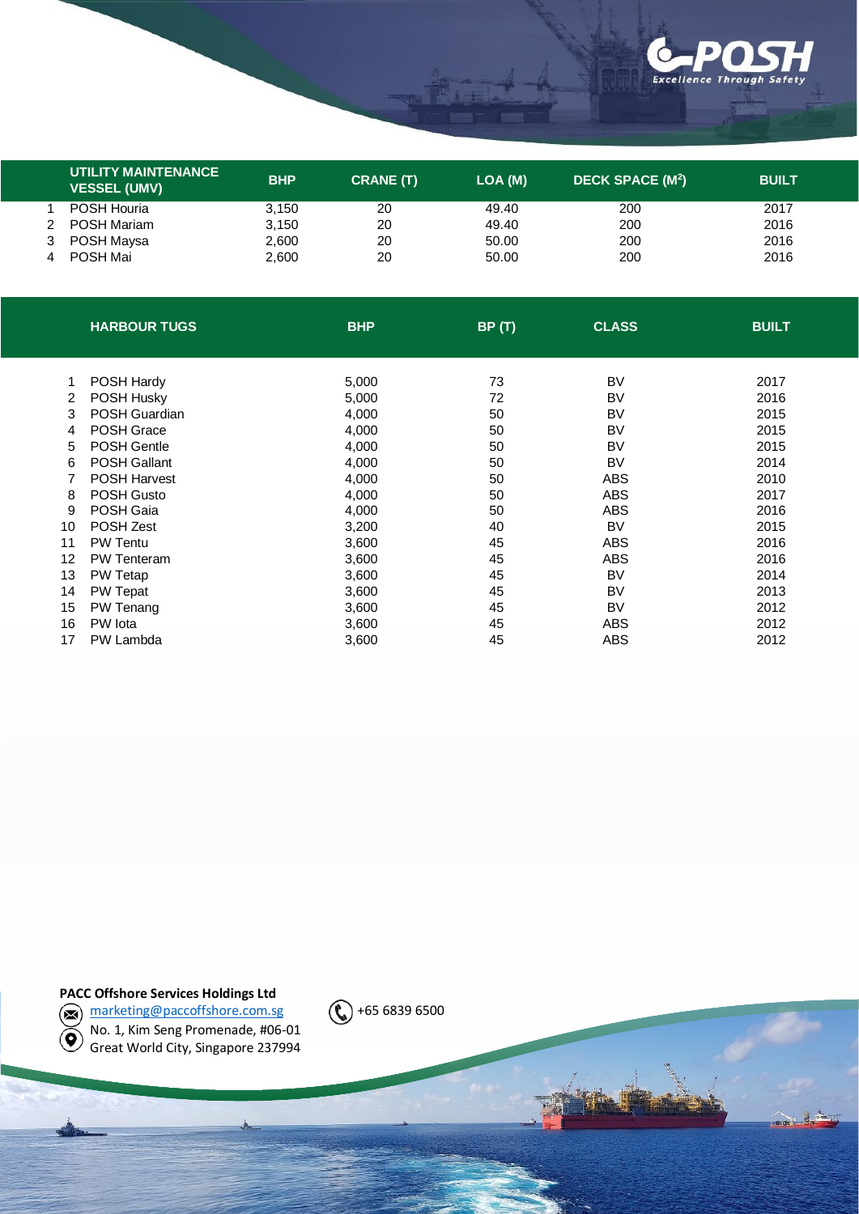| | UTILITY MAINTENANCE VESSEL (UMV) | BHP | CRANE (T) | LOA (M) | DECK SPACE ($M^2$) | BUILT |
|---|---|---|---|---|---|---|
| 1 | POSH Houria | 3,150 | 20 | 49.40 | 200 | 2017 |
| 2 | POSH Mariam | 3,150 | 20 | 49.40 | 200 | 2016 |
| 3 | POSH Maysa | 2,600 | 20 | 50.00 | 200 | 2016 |
| 4 | POSH Mai | 2,600 | 20 | 50.00 | 200 | 2016 |

| | HARBOUR TUGS | BHP | BP (T) | CLASS | BUILT |
|---|---|---|---|---|---|
| 1 | POSH Hardy | 5,000 | 73 | BV | 2017 |
| 2 | POSH Husky | 5,000 | 72 | BV | 2016 |
| 3 | POSH Guardian | 4,000 | 50 | BV | 2015 |
| 4 | POSH Grace | 4,000 | 50 | BV | 2015 |
| 5 | POSH Gentle | 4,000 | 50 | BV | 2015 |
| 6 | POSH Gallant | 4,000 | 50 | BV | 2014 |
| 7 | POSH Harvest | 4,000 | 50 | ABS | 2010 |
| 8 | POSH Gusto | 4,000 | 50 | ABS | 2017 |
| 9 | POSH Gaia | 4,000 | 50 | ABS | 2016 |
| 10 | POSH Zest | 3,200 | 40 | BV | 2015 |
| 11 | PW Tentu | 3,600 | 45 | ABS | 2016 |
| 12 | PW Tenteram | 3,600 | 45 | ABS | 2016 |
| 13 | PW Tetap | 3,600 | 45 | BV | 2014 |
| 14 | PW Tepat | 3,600 | 45 | BV | 2013 |
| 15 | PW Tenang | 3,600 | 45 | BV | 2012 |
| 16 | PW Iota | 3,600 | 45 | ABS | 2012 |
| 17 | PW Lambda | 3,600 | 45 | ABS | 2012 |

**PACC Offshore Services Holdings Ltd**

marketing@paccoffshore.com.sg

+65 6839 6500

No. 1, Kim Seng Promenade, #06-01
Great World City, Singapore 237994